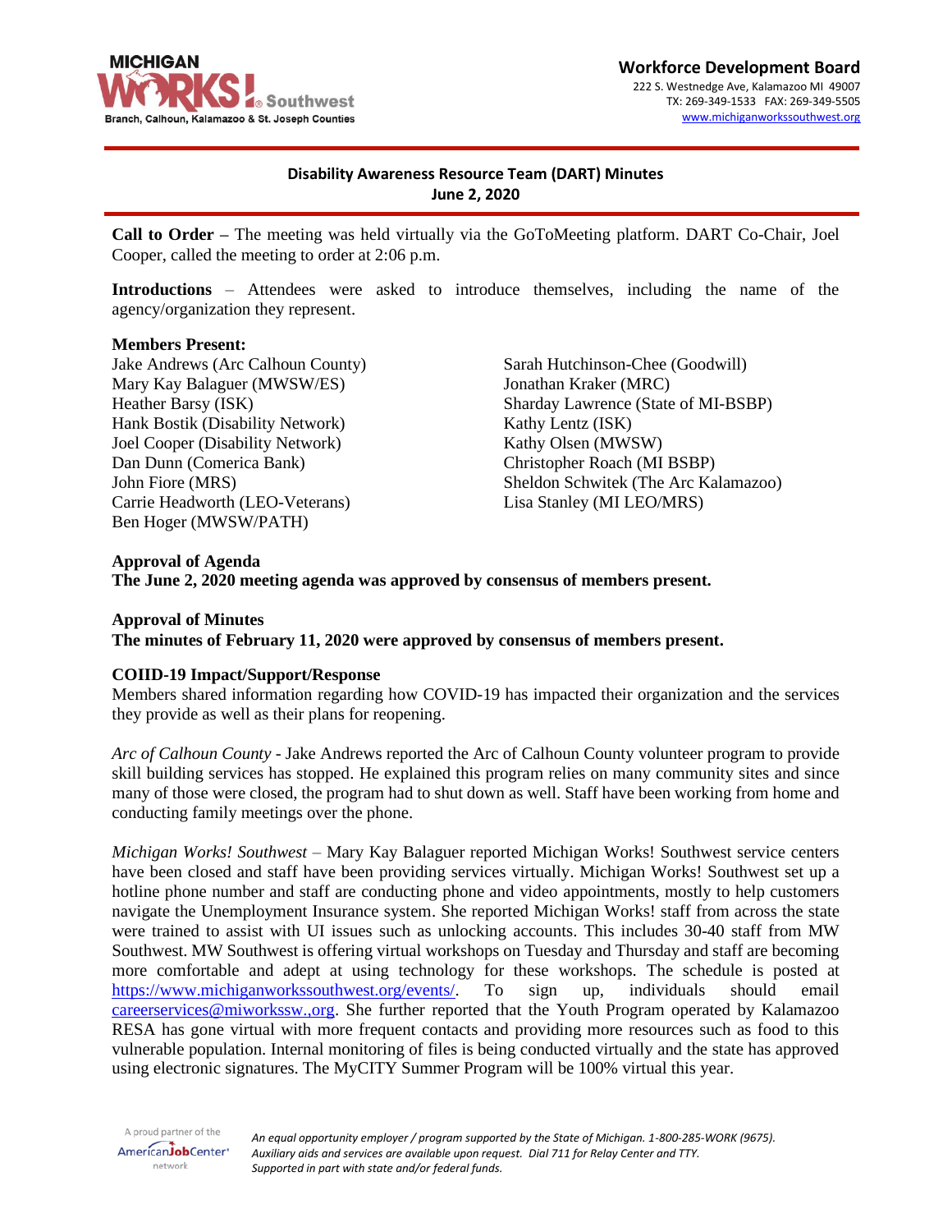**Workforce Development Board**
222 S. Westnedge Ave, Kalamazoo MI 49007
TX: 269-349-1533 FAX: 269-349-5505
www.michiganworkssouthwest.org

# Disability Awareness Resource Team (DART) Minutes
## June 2, 2020

**Call to Order –** The meeting was held virtually via the GoToMeeting platform. DART Co-Chair, Joel Cooper, called the meeting to order at 2:06 p.m.

**Introductions** – Attendees were asked to introduce themselves, including the name of the agency/organization they represent.

**Members Present:**

Jake Andrews (Arc Calhoun County)
Mary Kay Balaguer (MWSW/ES)
Heather Barsy (ISK)
Hank Bostik (Disability Network)
Joel Cooper (Disability Network)
Dan Dunn (Comerica Bank)
John Fiore (MRS)
Carrie Headworth (LEO-Veterans)
Ben Hoger (MWSW/PATH)
Sarah Hutchinson-Chee (Goodwill)
Jonathan Kraker (MRC)
Sharday Lawrence (State of MI-BSBP)
Kathy Lentz (ISK)
Kathy Olsen (MWSW)
Christopher Roach (MI BSBP)
Sheldon Schwitek (The Arc Kalamazoo)
Lisa Stanley (MI LEO/MRS)

**Approval of Agenda**
**The June 2, 2020 meeting agenda was approved by consensus of members present.**

**Approval of Minutes**
**The minutes of February 11, 2020 were approved by consensus of members present.**

**COIID-19 Impact/Support/Response**
Members shared information regarding how COVID-19 has impacted their organization and the services they provide as well as their plans for reopening.

*Arc of Calhoun County* - Jake Andrews reported the Arc of Calhoun County volunteer program to provide skill building services has stopped. He explained this program relies on many community sites and since many of those were closed, the program had to shut down as well. Staff have been working from home and conducting family meetings over the phone.

*Michigan Works! Southwest* – Mary Kay Balaguer reported Michigan Works! Southwest service centers have been closed and staff have been providing services virtually. Michigan Works! Southwest set up a hotline phone number and staff are conducting phone and video appointments, mostly to help customers navigate the Unemployment Insurance system. She reported Michigan Works! staff from across the state were trained to assist with UI issues such as unlocking accounts. This includes 30-40 staff from MW Southwest. MW Southwest is offering virtual workshops on Tuesday and Thursday and staff are becoming more comfortable and adept at using technology for these workshops. The schedule is posted at https://www.michiganworkssouthwest.org/events/. To sign up, individuals should email careerservices@miworkssw.,org. She further reported that the Youth Program operated by Kalamazoo RESA has gone virtual with more frequent contacts and providing more resources such as food to this vulnerable population. Internal monitoring of files is being conducted virtually and the state has approved using electronic signatures. The MyCITY Summer Program will be 100% virtual this year.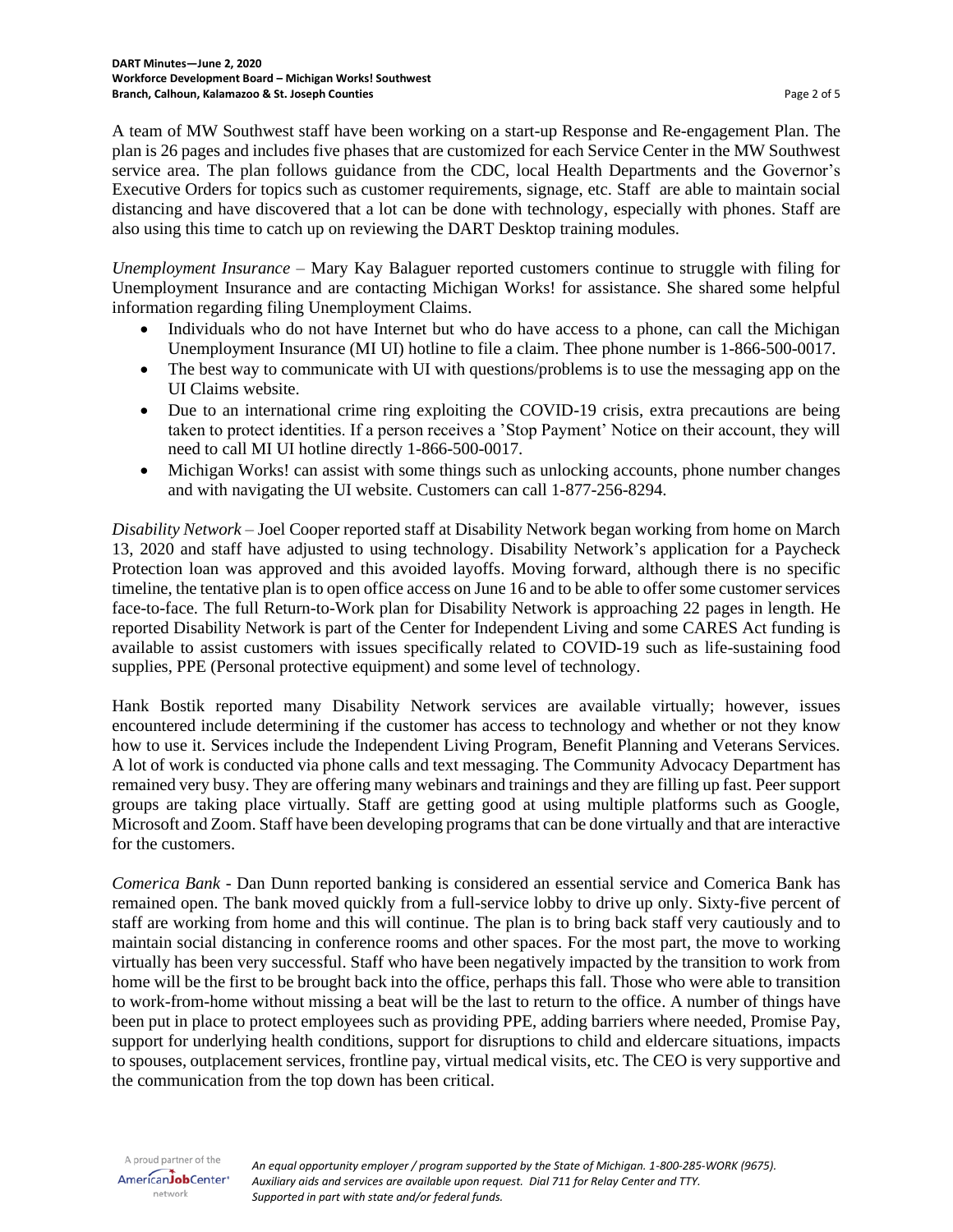A team of MW Southwest staff have been working on a start-up Response and Re-engagement Plan. The plan is 26 pages and includes five phases that are customized for each Service Center in the MW Southwest service area. The plan follows guidance from the CDC, local Health Departments and the Governor's Executive Orders for topics such as customer requirements, signage, etc. Staff are able to maintain social distancing and have discovered that a lot can be done with technology, especially with phones. Staff are also using this time to catch up on reviewing the DART Desktop training modules.

*Unemployment Insurance* – Mary Kay Balaguer reported customers continue to struggle with filing for Unemployment Insurance and are contacting Michigan Works! for assistance. She shared some helpful information regarding filing Unemployment Claims.

- Individuals who do not have Internet but who do have access to a phone, can call the Michigan Unemployment Insurance (MI UI) hotline to file a claim. Thee phone number is 1-866-500-0017.
- The best way to communicate with UI with questions/problems is to use the messaging app on the UI Claims website.
- Due to an international crime ring exploiting the COVID-19 crisis, extra precautions are being taken to protect identities. If a person receives a 'Stop Payment' Notice on their account, they will need to call MI UI hotline directly 1-866-500-0017.
- Michigan Works! can assist with some things such as unlocking accounts, phone number changes and with navigating the UI website. Customers can call 1-877-256-8294.

*Disability Network* – Joel Cooper reported staff at Disability Network began working from home on March 13, 2020 and staff have adjusted to using technology. Disability Network's application for a Paycheck Protection loan was approved and this avoided layoffs. Moving forward, although there is no specific timeline, the tentative plan is to open office access on June 16 and to be able to offer some customer services face-to-face. The full Return-to-Work plan for Disability Network is approaching 22 pages in length. He reported Disability Network is part of the Center for Independent Living and some CARES Act funding is available to assist customers with issues specifically related to COVID-19 such as life-sustaining food supplies, PPE (Personal protective equipment) and some level of technology.

Hank Bostik reported many Disability Network services are available virtually; however, issues encountered include determining if the customer has access to technology and whether or not they know how to use it. Services include the Independent Living Program, Benefit Planning and Veterans Services. A lot of work is conducted via phone calls and text messaging. The Community Advocacy Department has remained very busy. They are offering many webinars and trainings and they are filling up fast. Peer support groups are taking place virtually. Staff are getting good at using multiple platforms such as Google, Microsoft and Zoom. Staff have been developing programs that can be done virtually and that are interactive for the customers.

*Comerica Bank* - Dan Dunn reported banking is considered an essential service and Comerica Bank has remained open. The bank moved quickly from a full-service lobby to drive up only. Sixty-five percent of staff are working from home and this will continue. The plan is to bring back staff very cautiously and to maintain social distancing in conference rooms and other spaces. For the most part, the move to working virtually has been very successful. Staff who have been negatively impacted by the transition to work from home will be the first to be brought back into the office, perhaps this fall. Those who were able to transition to work-from-home without missing a beat will be the last to return to the office. A number of things have been put in place to protect employees such as providing PPE, adding barriers where needed, Promise Pay, support for underlying health conditions, support for disruptions to child and eldercare situations, impacts to spouses, outplacement services, frontline pay, virtual medical visits, etc. The CEO is very supportive and the communication from the top down has been critical.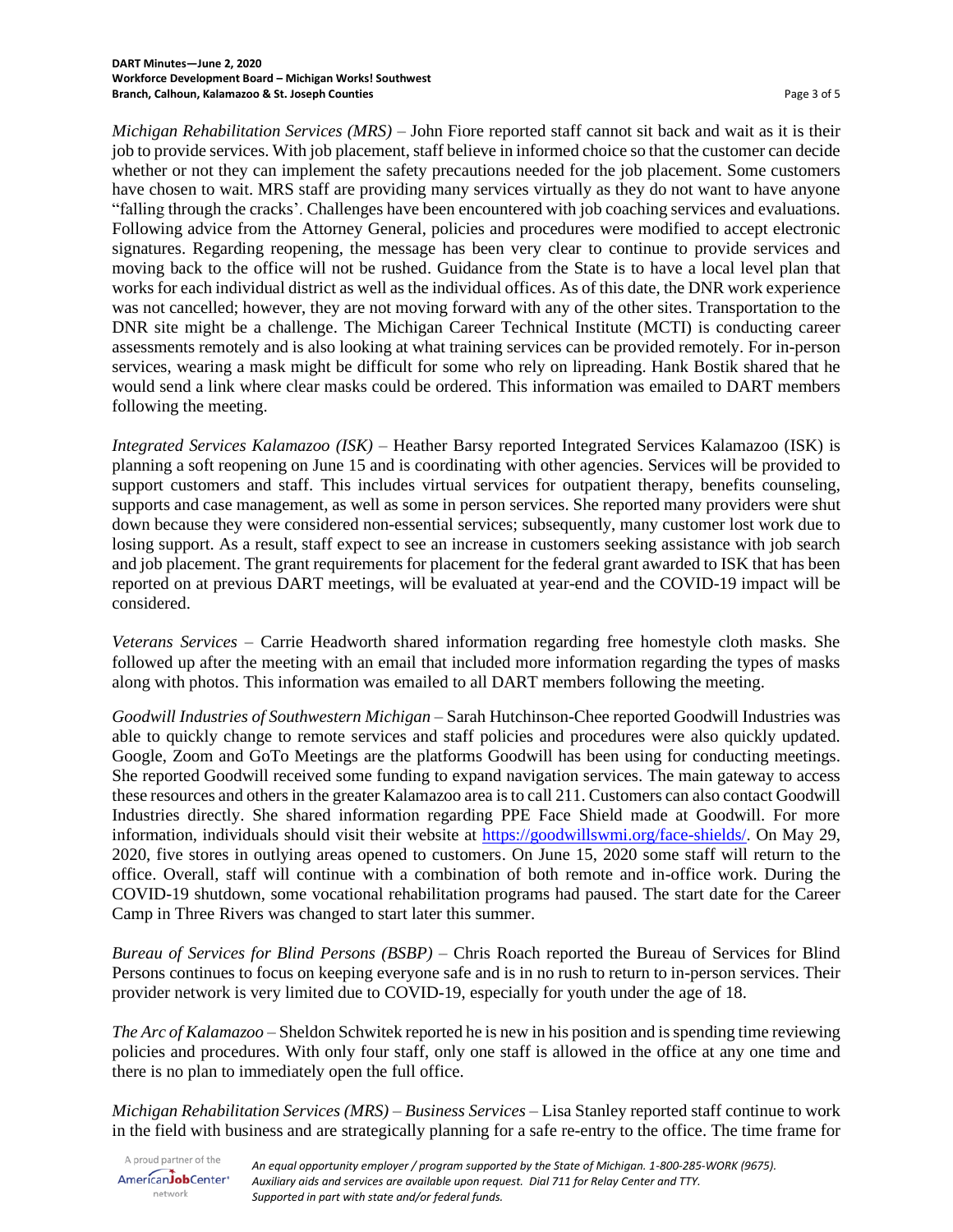*Michigan Rehabilitation Services (MRS)* – John Fiore reported staff cannot sit back and wait as it is their job to provide services. With job placement, staff believe in informed choice so that the customer can decide whether or not they can implement the safety precautions needed for the job placement. Some customers have chosen to wait. MRS staff are providing many services virtually as they do not want to have anyone "falling through the cracks'. Challenges have been encountered with job coaching services and evaluations. Following advice from the Attorney General, policies and procedures were modified to accept electronic signatures. Regarding reopening, the message has been very clear to continue to provide services and moving back to the office will not be rushed. Guidance from the State is to have a local level plan that works for each individual district as well as the individual offices. As of this date, the DNR work experience was not cancelled; however, they are not moving forward with any of the other sites. Transportation to the DNR site might be a challenge. The Michigan Career Technical Institute (MCTI) is conducting career assessments remotely and is also looking at what training services can be provided remotely. For in-person services, wearing a mask might be difficult for some who rely on lipreading. Hank Bostik shared that he would send a link where clear masks could be ordered. This information was emailed to DART members following the meeting.

*Integrated Services Kalamazoo (ISK)* – Heather Barsy reported Integrated Services Kalamazoo (ISK) is planning a soft reopening on June 15 and is coordinating with other agencies. Services will be provided to support customers and staff. This includes virtual services for outpatient therapy, benefits counseling, supports and case management, as well as some in person services. She reported many providers were shut down because they were considered non-essential services; subsequently, many customer lost work due to losing support. As a result, staff expect to see an increase in customers seeking assistance with job search and job placement. The grant requirements for placement for the federal grant awarded to ISK that has been reported on at previous DART meetings, will be evaluated at year-end and the COVID-19 impact will be considered.

*Veterans Services* – Carrie Headworth shared information regarding free homestyle cloth masks. She followed up after the meeting with an email that included more information regarding the types of masks along with photos. This information was emailed to all DART members following the meeting.

*Goodwill Industries of Southwestern Michigan* – Sarah Hutchinson-Chee reported Goodwill Industries was able to quickly change to remote services and staff policies and procedures were also quickly updated. Google, Zoom and GoTo Meetings are the platforms Goodwill has been using for conducting meetings. She reported Goodwill received some funding to expand navigation services. The main gateway to access these resources and others in the greater Kalamazoo area is to call 211. Customers can also contact Goodwill Industries directly. She shared information regarding PPE Face Shield made at Goodwill. For more information, individuals should visit their website at [https://goodwillswmi.org/face-shields/](https://goodwillswmi.org/face-shields/). On May 29, 2020, five stores in outlying areas opened to customers. On June 15, 2020 some staff will return to the office. Overall, staff will continue with a combination of both remote and in-office work. During the COVID-19 shutdown, some vocational rehabilitation programs had paused. The start date for the Career Camp in Three Rivers was changed to start later this summer.

*Bureau of Services for Blind Persons (BSBP)* – Chris Roach reported the Bureau of Services for Blind Persons continues to focus on keeping everyone safe and is in no rush to return to in-person services. Their provider network is very limited due to COVID-19, especially for youth under the age of 18.

*The Arc of Kalamazoo* – Sheldon Schwitek reported he is new in his position and is spending time reviewing policies and procedures. With only four staff, only one staff is allowed in the office at any one time and there is no plan to immediately open the full office.

*Michigan Rehabilitation Services (MRS) – Business Services* – Lisa Stanley reported staff continue to work in the field with business and are strategically planning for a safe re-entry to the office. The time frame for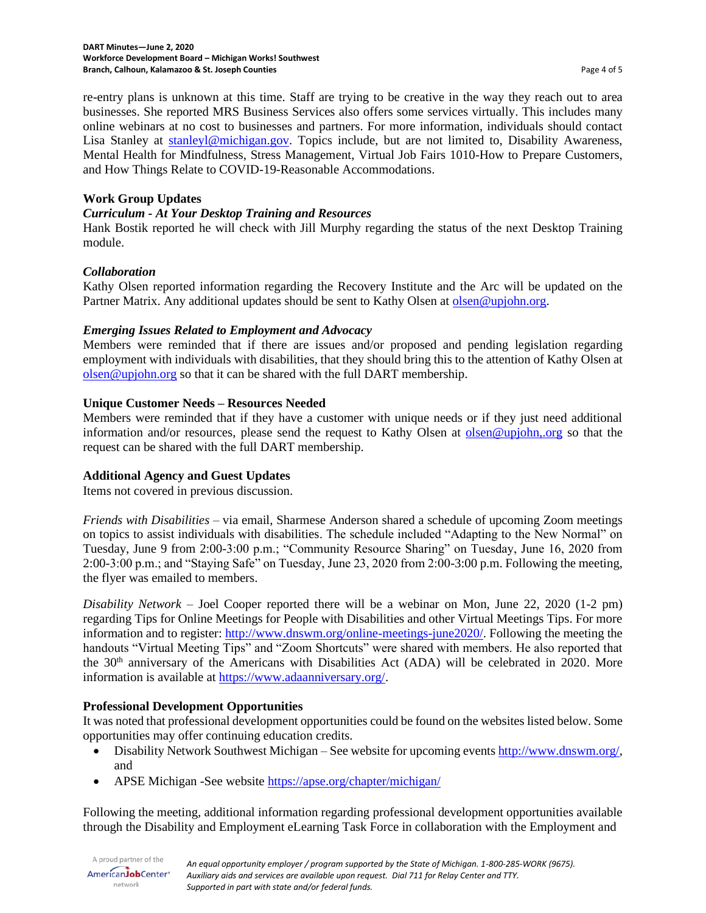re-entry plans is unknown at this time. Staff are trying to be creative in the way they reach out to area businesses. She reported MRS Business Services also offers some services virtually. This includes many online webinars at no cost to businesses and partners. For more information, individuals should contact Lisa Stanley at stanleyl@michigan.gov. Topics include, but are not limited to, Disability Awareness, Mental Health for Mindfulness, Stress Management, Virtual Job Fairs 1010-How to Prepare Customers, and How Things Relate to COVID-19-Reasonable Accommodations.

**Work Group Updates**

***Curriculum - At Your Desktop Training and Resources***

Hank Bostik reported he will check with Jill Murphy regarding the status of the next Desktop Training module.

***Collaboration***

Kathy Olsen reported information regarding the Recovery Institute and the Arc will be updated on the Partner Matrix. Any additional updates should be sent to Kathy Olsen at olsen@upjohn.org.

***Emerging Issues Related to Employment and Advocacy***

Members were reminded that if there are issues and/or proposed and pending legislation regarding employment with individuals with disabilities, that they should bring this to the attention of Kathy Olsen at olsen@upjohn.org so that it can be shared with the full DART membership.

**Unique Customer Needs – Resources Needed**

Members were reminded that if they have a customer with unique needs or if they just need additional information and/or resources, please send the request to Kathy Olsen at olsen@upjohn,.org so that the request can be shared with the full DART membership.

**Additional Agency and Guest Updates**

Items not covered in previous discussion.

*Friends with Disabilities* – via email, Sharmese Anderson shared a schedule of upcoming Zoom meetings on topics to assist individuals with disabilities. The schedule included "Adapting to the New Normal" on Tuesday, June 9 from 2:00-3:00 p.m.; "Community Resource Sharing" on Tuesday, June 16, 2020 from 2:00-3:00 p.m.; and "Staying Safe" on Tuesday, June 23, 2020 from 2:00-3:00 p.m. Following the meeting, the flyer was emailed to members.

*Disability Network* – Joel Cooper reported there will be a webinar on Mon, June 22, 2020 (1-2 pm) regarding Tips for Online Meetings for People with Disabilities and other Virtual Meetings Tips. For more information and to register: http://www.dnswm.org/online-meetings-june2020/. Following the meeting the handouts "Virtual Meeting Tips" and "Zoom Shortcuts" were shared with members. He also reported that the 30th anniversary of the Americans with Disabilities Act (ADA) will be celebrated in 2020. More information is available at https://www.adaanniversary.org/.

**Professional Development Opportunities**

It was noted that professional development opportunities could be found on the websites listed below. Some opportunities may offer continuing education credits.

- Disability Network Southwest Michigan – See website for upcoming events http://www.dnswm.org/, and
- APSE Michigan -See website https://apse.org/chapter/michigan/

Following the meeting, additional information regarding professional development opportunities available through the Disability and Employment eLearning Task Force in collaboration with the Employment and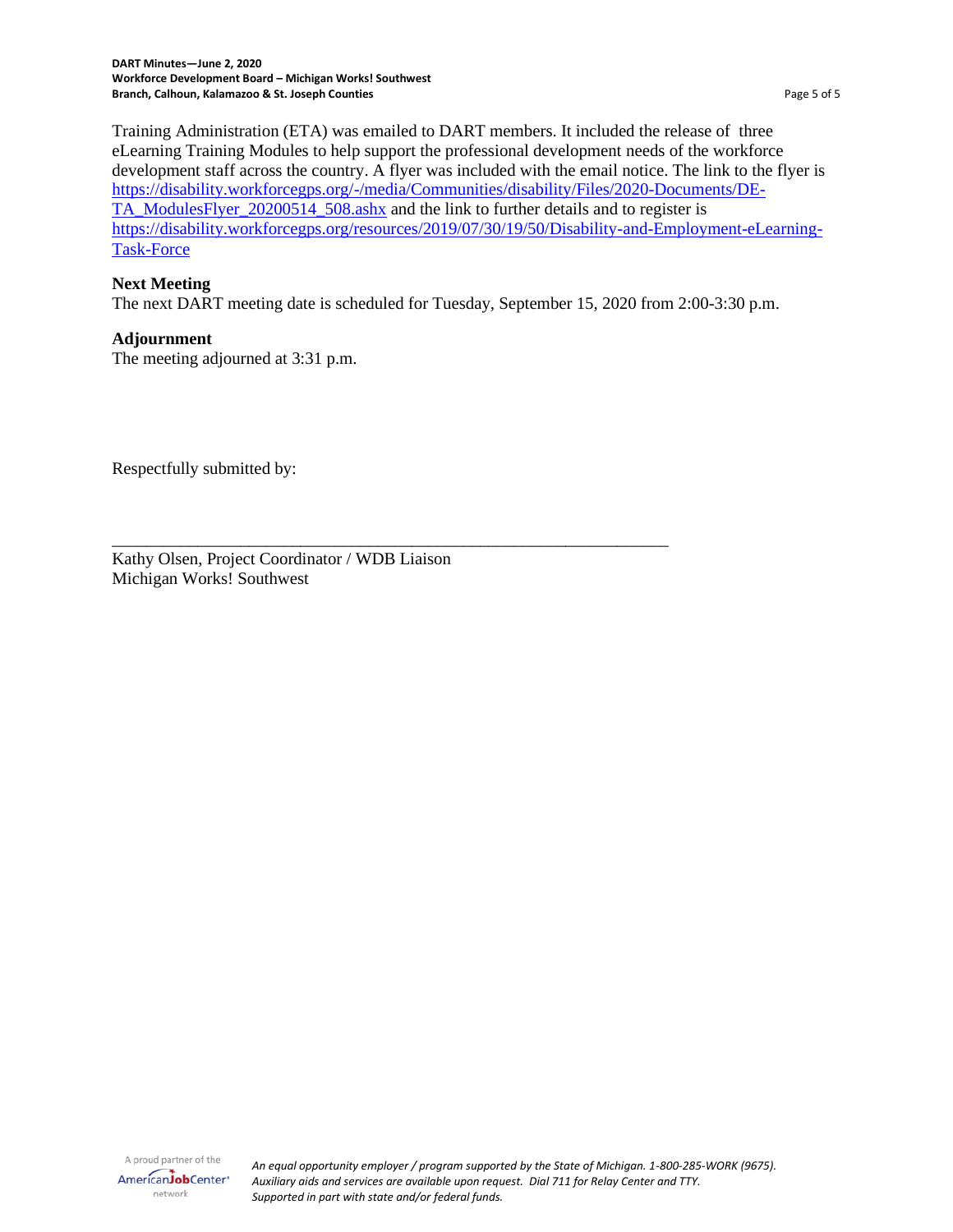Training Administration (ETA) was emailed to DART members. It included the release of three eLearning Training Modules to help support the professional development needs of the workforce development staff across the country. A flyer was included with the email notice. The link to the flyer is https://disability.workforcegps.org/-/media/Communities/disability/Files/2020-Documents/DE-TA_ModulesFlyer_20200514_508.ashx and the link to further details and to register is https://disability.workforcegps.org/resources/2019/07/30/19/50/Disability-and-Employment-eLearning-Task-Force

**Next Meeting**

The next DART meeting date is scheduled for Tuesday, September 15, 2020 from 2:00-3:30 p.m.

**Adjournment**

The meeting adjourned at 3:31 p.m.

Respectfully submitted by:

\_\_\_\_\_\_\_\_\_\_\_\_\_\_\_\_\_\_\_\_\_\_\_\_\_\_\_\_\_\_\_\_\_\_\_\_\_\_\_\_\_\_\_\_\_\_\_\_\_\_\_\_\_\_\_\_\_\_\_\_\_\_

Kathy Olsen, Project Coordinator / WDB Liaison
Michigan Works! Southwest

A proud partner of the AmericanJobCenter network

*An equal opportunity employer / program supported by the State of Michigan. 1-800-285-WORK (9675). Auxiliary aids and services are available upon request. Dial 711 for Relay Center and TTY. Supported in part with state and/or federal funds.*